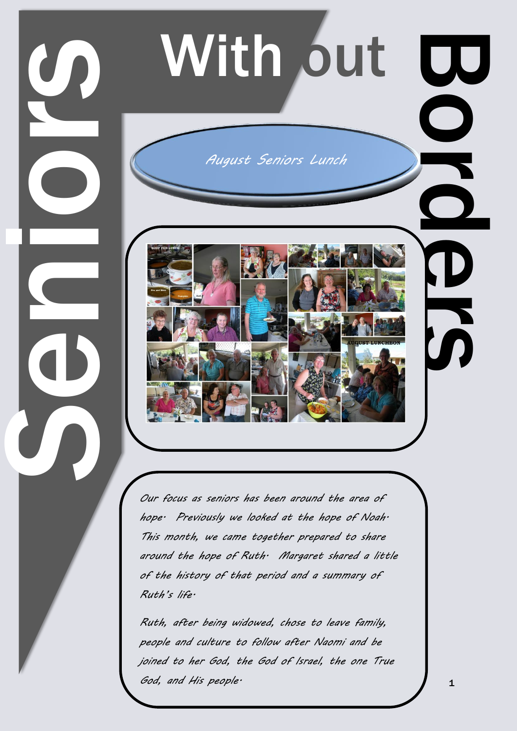# Seniors With out Borders

## August Seniors Lunch

*Our focus as seniors has been around the area of hope. Previously we looked at the hope of Noah. This month, we came together prepared to share around the hope of Ruth. Margaret shared a little of the history of that period and a summary of Ruth's life.*

*Ruth, after being widowed, chose to leave family, people and culture to follow after Naomi and be joined to her God, the God of Israel, the one True God, and His people.*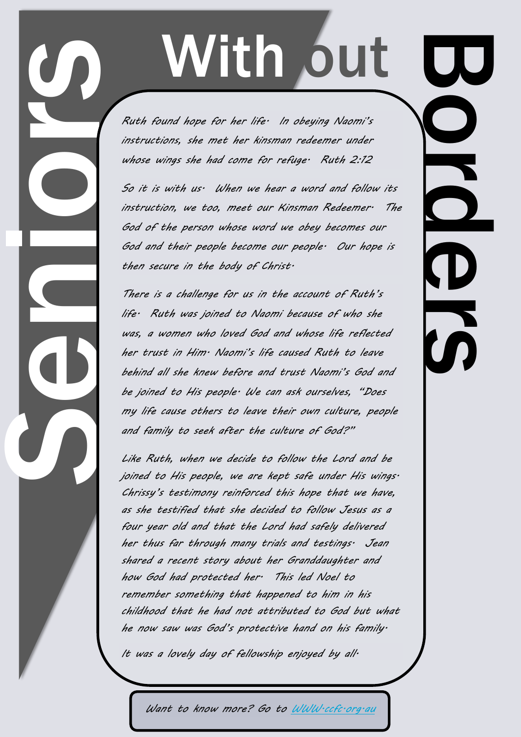# Seniors With out Borders

Ruth found hope for her life. In obeying Naomi's instructions, she met her kinsman redeemer under whose wings she had come for refuge. Ruth 2:12

So it is with us. When we hear a word and follow its instruction, we too, meet our Kinsman Redeemer. The God of the person whose word we obey becomes our God and their people become our people. Our hope is then secure in the body of Christ.

There is a challenge for us in the account of Ruth's life. Ruth was joined to Naomi because of who she was, a women who loved God and whose life reflected her trust in Him. Naomi's life caused Ruth to leave behind all she knew before and trust Naomi's God and be joined to His people. We can ask ourselves, "Does my life cause others to leave their own culture, people and family to seek after the culture of God?"

Like Ruth, when we decide to follow the Lord and be joined to His people, we are kept safe under His wings. Chrissy's testimony reinforced this hope that we have, as she testified that she decided to follow Jesus as a four year old and that the Lord had safely delivered her thus far through many trials and testings. Jean shared a recent story about her Granddaughter and how God had protected her. This led Noel to remember something that happened to him in his childhood that he had not attributed to God but what he now saw was God's protective hand on his family.

It was a lovely day of fellowship enjoyed by all.

Want to know more? Go to [WWW.ccfc.org.au](http://www.ccfc.org.au)